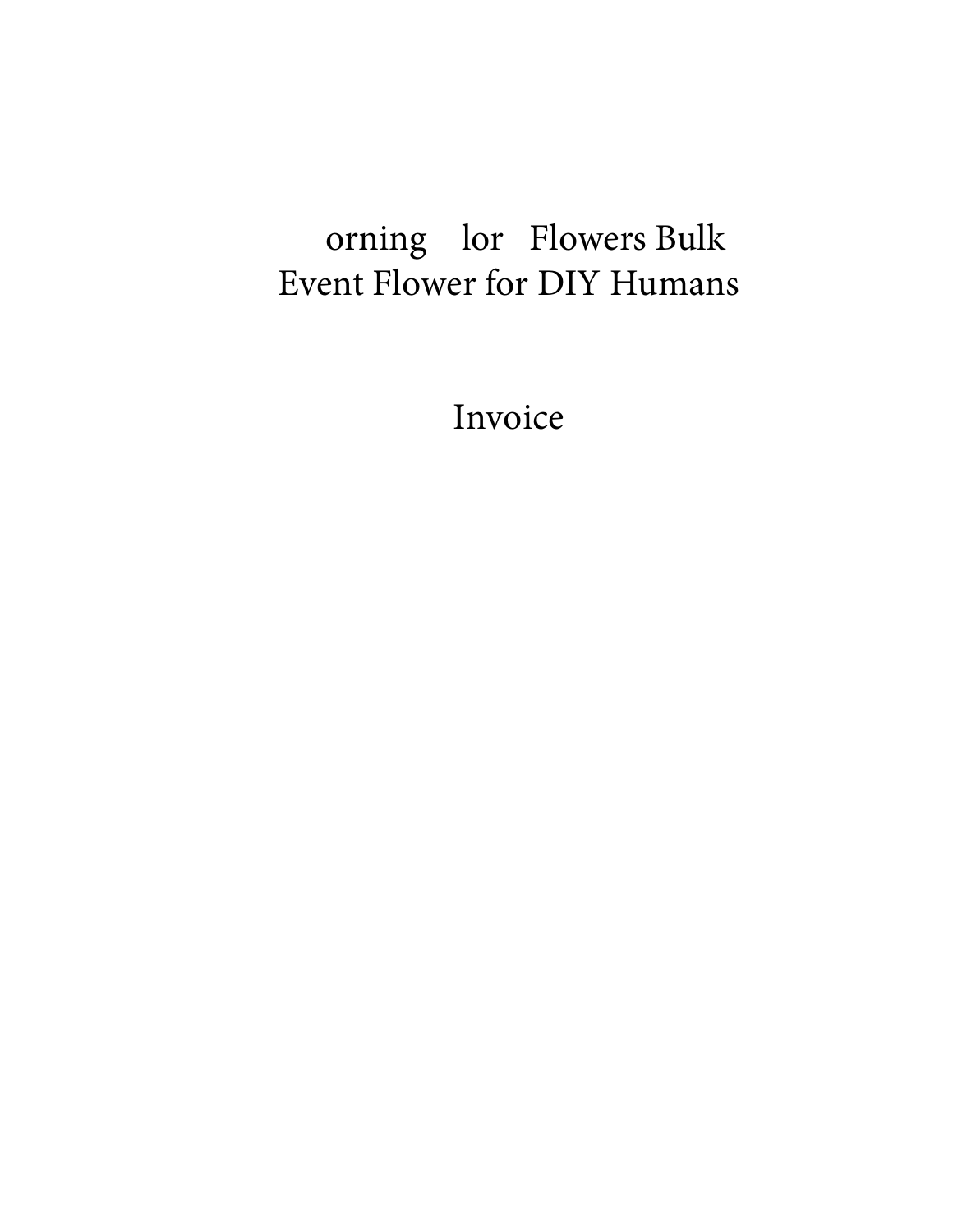# orning lor Flowers Bulk Event Flower for DIY Humans

## Invoice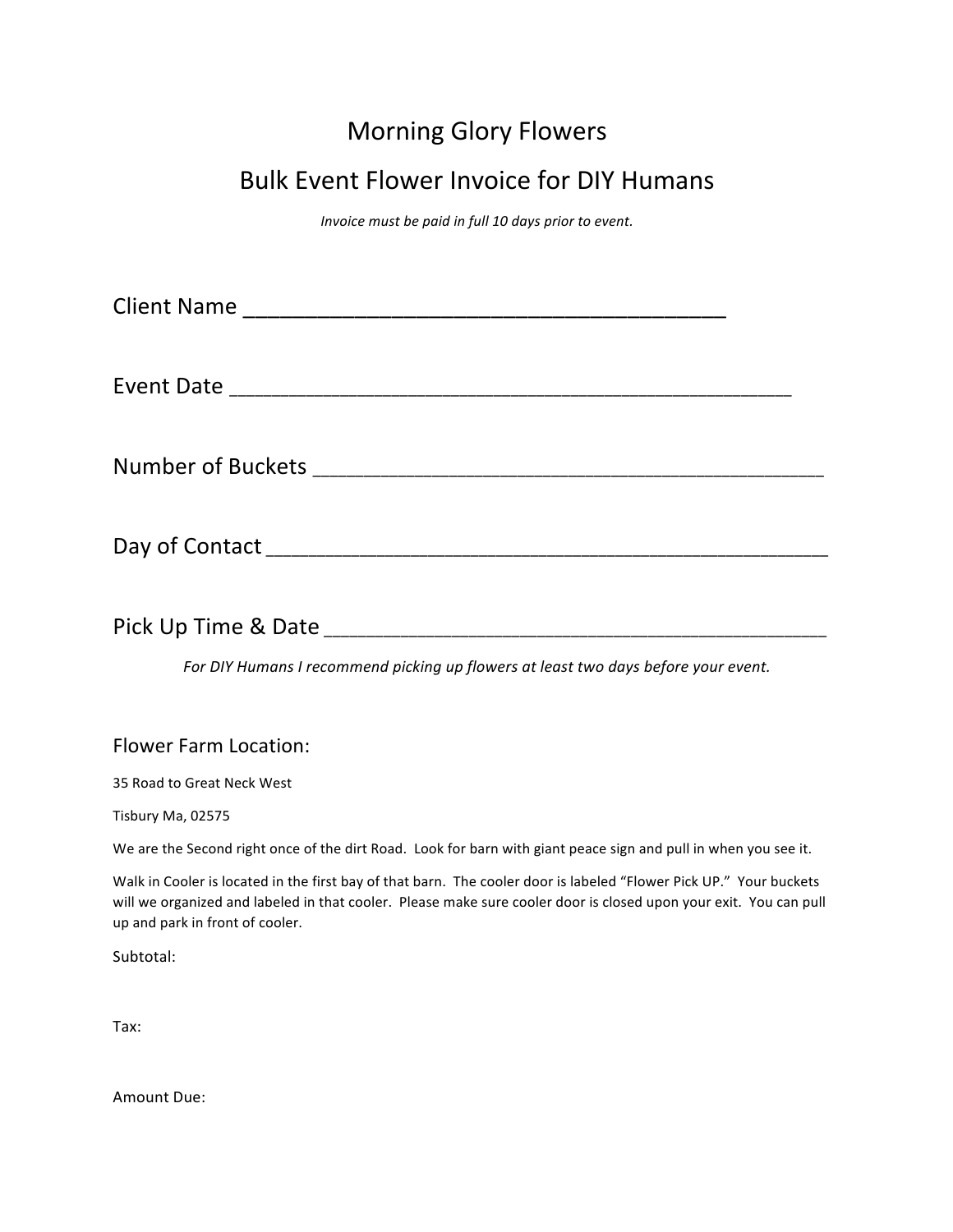# Morning Glory Flowers

## Bulk Event Flower Invoice for DIY Humans

*Invoice must be paid in full 10 days prior to event.*

Client Name ________________________________________

Event Date ______________________________________________________

Number of Buckets _________________________________________________

Day of Contact ______________________________________________________

Pick Up Time & Date ________________________________________________

*For DIY Humans I recommend picking up flowers at least two days before your event.*

### Flower Farm Location:

35 Road to Great Neck West

Tisbury Ma, 02575

We are the Second right once of the dirt Road. Look for barn with giant peace sign and pull in when you see it.

Walk in Cooler is located in the first bay of that barn. The cooler door is labeled "Flower Pick UP." Your buckets will we organized and labeled in that cooler. Please make sure cooler door is closed upon your exit. You can pull up and park in front of cooler.

Subtotal:

Tax:

Amount Due: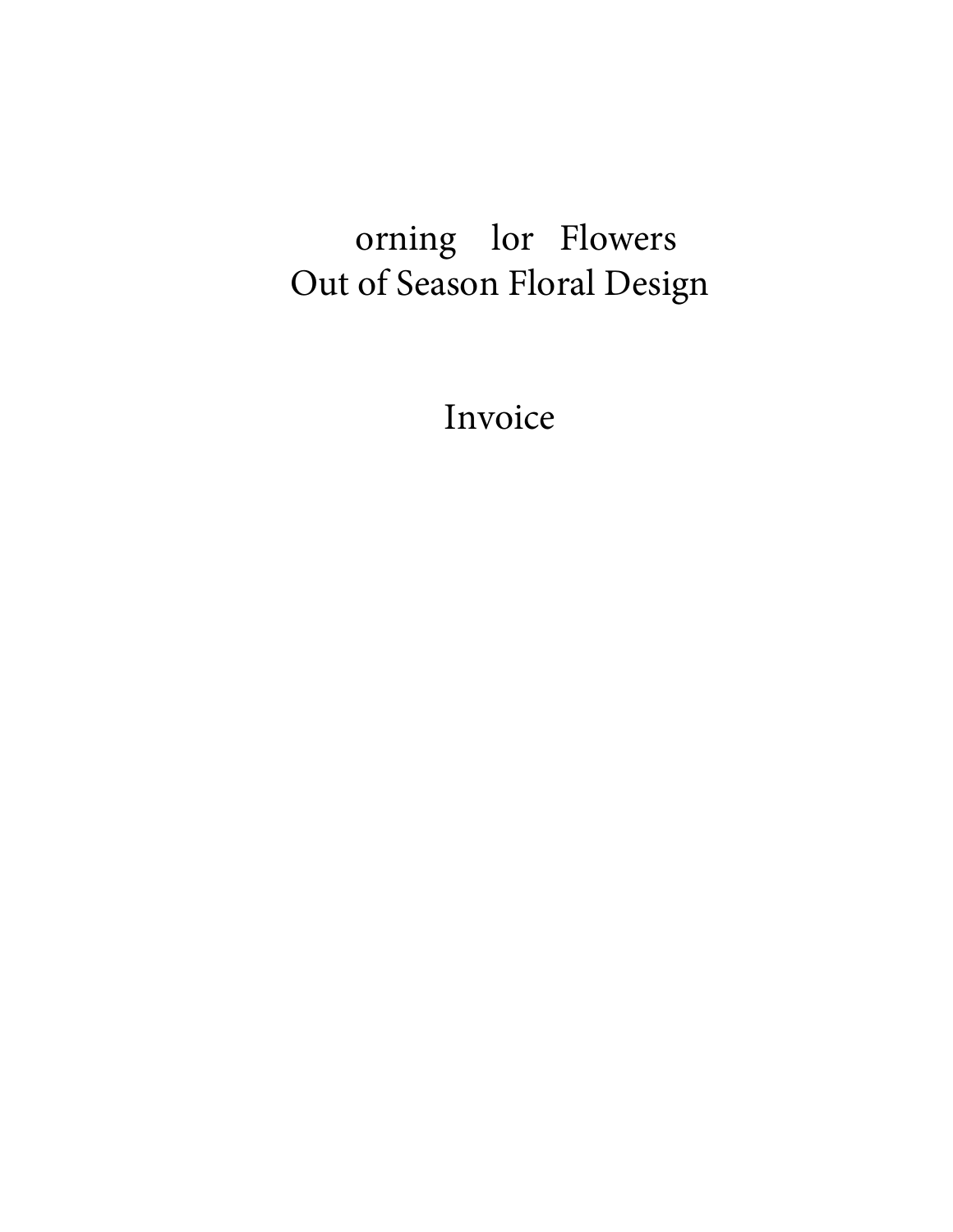orning lor Flowers
Out of Season Floral Design

Invoice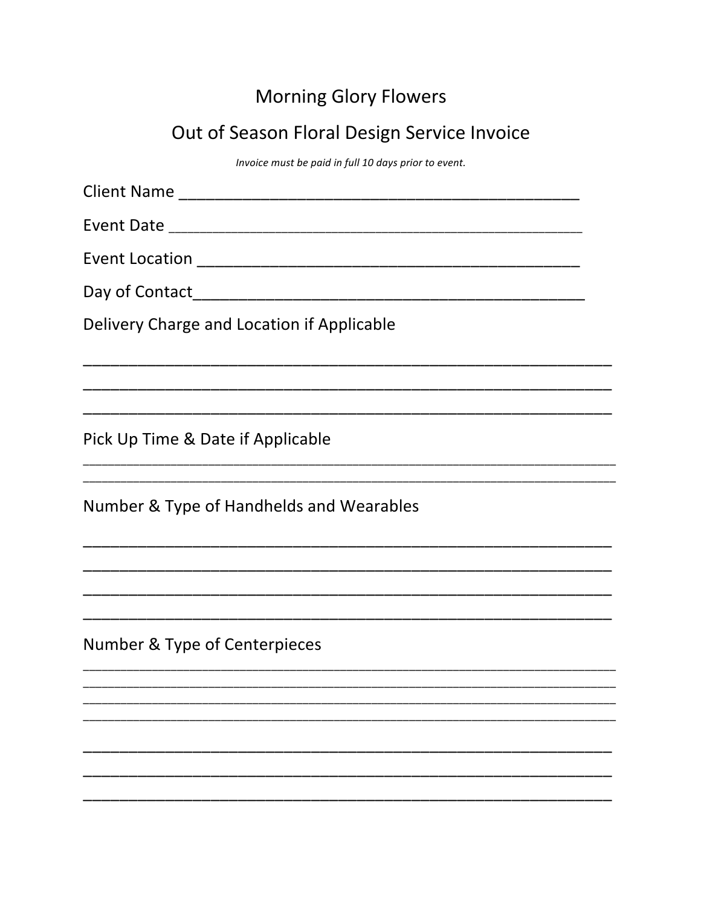# Morning Glory Flowers

## Out of Season Floral Design Service Invoice

*Invoice must be paid in full 10 days prior to event.*

Client Name ______________________________________________

Event Date ______________________________________________

Event Location ___________________________________________

Day of Contact____________________________________________

Delivery Charge and Location if Applicable

______________________________________________________________

______________________________________________________________

______________________________________________________________

Pick Up Time & Date if Applicable

______________________________________________________________

______________________________________________________________

Number & Type of Handhelds and Wearables

______________________________________________________________

______________________________________________________________

______________________________________________________________

______________________________________________________________

Number & Type of Centerpieces

______________________________________________________________

______________________________________________________________

______________________________________________________________

______________________________________________________________

______________________________________________________________

______________________________________________________________

______________________________________________________________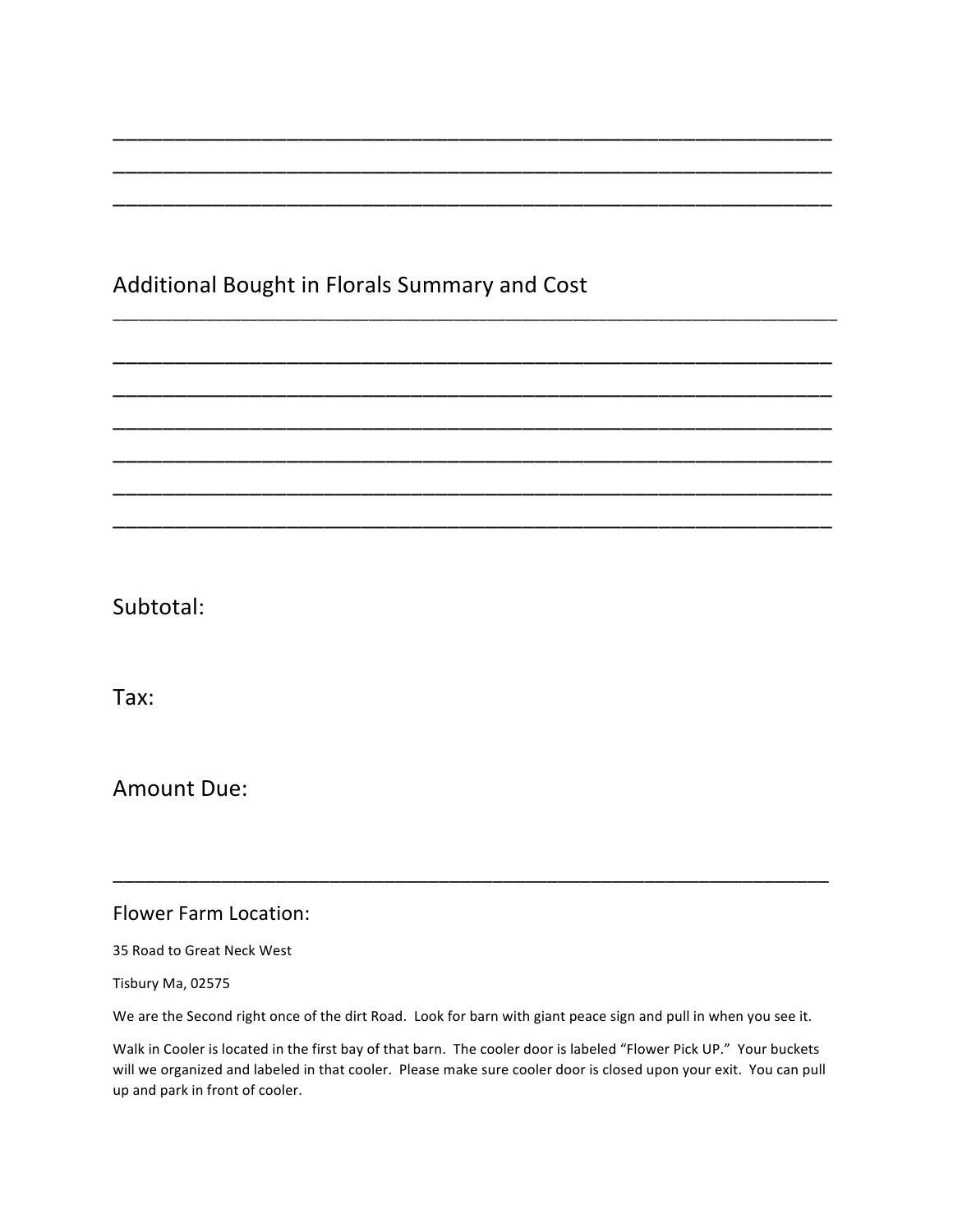\_\_\_\_\_\_\_\_\_\_\_\_\_\_\_\_\_\_\_\_\_\_\_\_\_\_\_\_\_\_\_\_\_\_\_\_\_\_\_\_\_\_\_\_\_\_\_\_\_\_\_\_\_\_\_\_\_\_\_\_\_\_\_\_\_\_

\_\_\_\_\_\_\_\_\_\_\_\_\_\_\_\_\_\_\_\_\_\_\_\_\_\_\_\_\_\_\_\_\_\_\_\_\_\_\_\_\_\_\_\_\_\_\_\_\_\_\_\_\_\_\_\_\_\_\_\_\_\_\_\_\_\_

\_\_\_\_\_\_\_\_\_\_\_\_\_\_\_\_\_\_\_\_\_\_\_\_\_\_\_\_\_\_\_\_\_\_\_\_\_\_\_\_\_\_\_\_\_\_\_\_\_\_\_\_\_\_\_\_\_\_\_\_\_\_\_\_\_\_

## Additional Bought in Florals Summary and Cost

\_\_\_\_\_\_\_\_\_\_\_\_\_\_\_\_\_\_\_\_\_\_\_\_\_\_\_\_\_\_\_\_\_\_\_\_\_\_\_\_\_\_\_\_\_\_\_\_\_\_\_\_\_\_\_\_\_\_\_\_\_\_\_\_\_\_

\_\_\_\_\_\_\_\_\_\_\_\_\_\_\_\_\_\_\_\_\_\_\_\_\_\_\_\_\_\_\_\_\_\_\_\_\_\_\_\_\_\_\_\_\_\_\_\_\_\_\_\_\_\_\_\_\_\_\_\_\_\_\_\_\_\_

\_\_\_\_\_\_\_\_\_\_\_\_\_\_\_\_\_\_\_\_\_\_\_\_\_\_\_\_\_\_\_\_\_\_\_\_\_\_\_\_\_\_\_\_\_\_\_\_\_\_\_\_\_\_\_\_\_\_\_\_\_\_\_\_\_\_

\_\_\_\_\_\_\_\_\_\_\_\_\_\_\_\_\_\_\_\_\_\_\_\_\_\_\_\_\_\_\_\_\_\_\_\_\_\_\_\_\_\_\_\_\_\_\_\_\_\_\_\_\_\_\_\_\_\_\_\_\_\_\_\_\_\_

\_\_\_\_\_\_\_\_\_\_\_\_\_\_\_\_\_\_\_\_\_\_\_\_\_\_\_\_\_\_\_\_\_\_\_\_\_\_\_\_\_\_\_\_\_\_\_\_\_\_\_\_\_\_\_\_\_\_\_\_\_\_\_\_\_\_

\_\_\_\_\_\_\_\_\_\_\_\_\_\_\_\_\_\_\_\_\_\_\_\_\_\_\_\_\_\_\_\_\_\_\_\_\_\_\_\_\_\_\_\_\_\_\_\_\_\_\_\_\_\_\_\_\_\_\_\_\_\_\_\_\_\_

\_\_\_\_\_\_\_\_\_\_\_\_\_\_\_\_\_\_\_\_\_\_\_\_\_\_\_\_\_\_\_\_\_\_\_\_\_\_\_\_\_\_\_\_\_\_\_\_\_\_\_\_\_\_\_\_\_\_\_\_\_\_\_\_\_\_

## Subtotal:

## Tax:

## Amount Due:

\_\_\_\_\_\_\_\_\_\_\_\_\_\_\_\_\_\_\_\_\_\_\_\_\_\_\_\_\_\_\_\_\_\_\_\_\_\_\_\_\_\_\_\_\_\_\_\_\_\_\_\_\_\_\_\_\_\_\_\_\_\_\_\_\_\_

### Flower Farm Location:

35 Road to Great Neck West

Tisbury Ma, 02575

We are the Second right once of the dirt Road. Look for barn with giant peace sign and pull in when you see it.

Walk in Cooler is located in the first bay of that barn. The cooler door is labeled "Flower Pick UP." Your buckets will we organized and labeled in that cooler. Please make sure cooler door is closed upon your exit. You can pull up and park in front of cooler.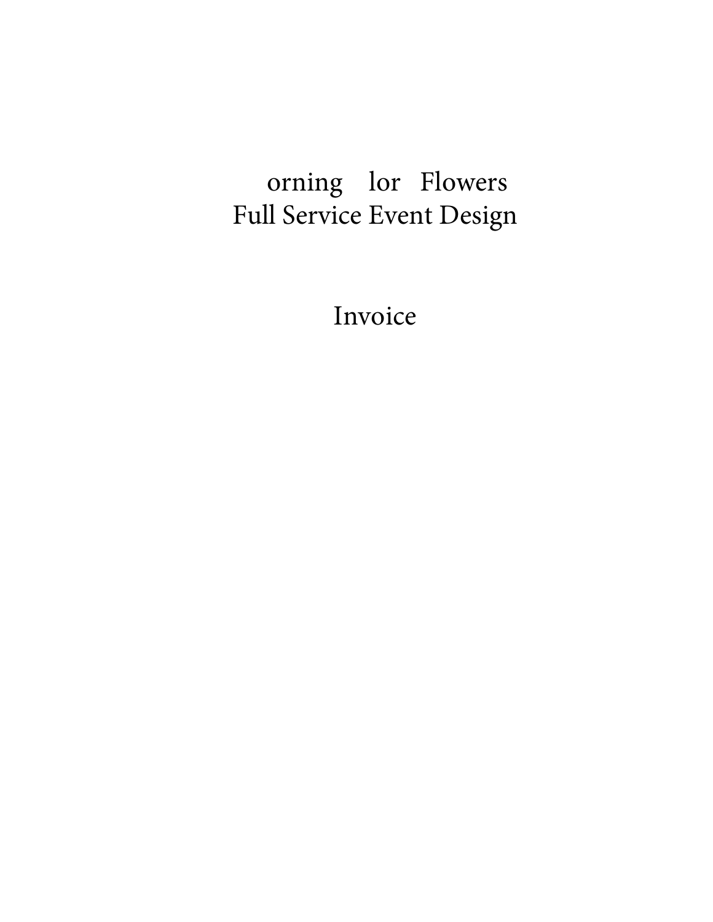orning lor Flowers
Full Service Event Design

Invoice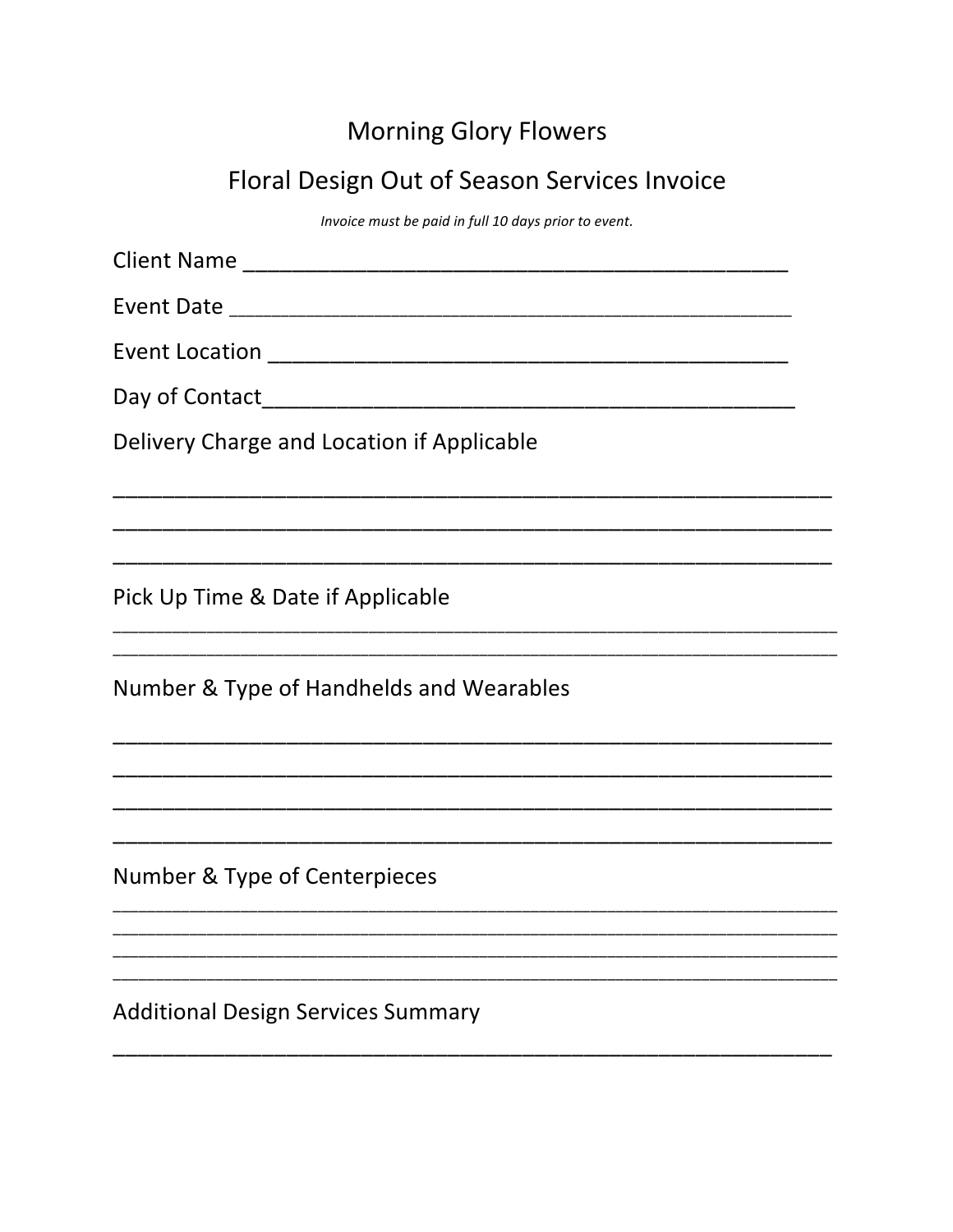# Morning Glory Flowers

## Floral Design Out of Season Services Invoice

*Invoice must be paid in full 10 days prior to event.*

Client Name ____________________________________________

Event Date ____________________________________________

Event Location ____________________________________________

Day of Contact____________________________________________

Delivery Charge and Location if Applicable

____________________________________________________________

____________________________________________________________

____________________________________________________________

Pick Up Time & Date if Applicable

____________________________________________________________

____________________________________________________________

Number & Type of Handhelds and Wearables

____________________________________________________________

____________________________________________________________

____________________________________________________________

____________________________________________________________

Number & Type of Centerpieces

____________________________________________________________

____________________________________________________________

____________________________________________________________

____________________________________________________________

Additional Design Services Summary

____________________________________________________________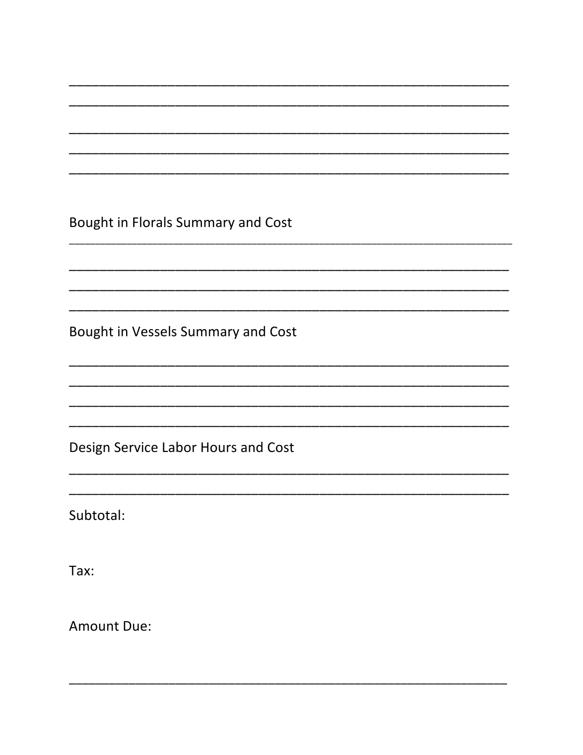______________________________________________________________

______________________________________________________________

______________________________________________________________

______________________________________________________________

______________________________________________________________

Bought in Florals Summary and Cost

______________________________________________________________

______________________________________________________________

______________________________________________________________

______________________________________________________________

Bought in Vessels Summary and Cost

______________________________________________________________

______________________________________________________________

______________________________________________________________

______________________________________________________________

Design Service Labor Hours and Cost

______________________________________________________________

______________________________________________________________

Subtotal:

Tax:

Amount Due:

______________________________________________________________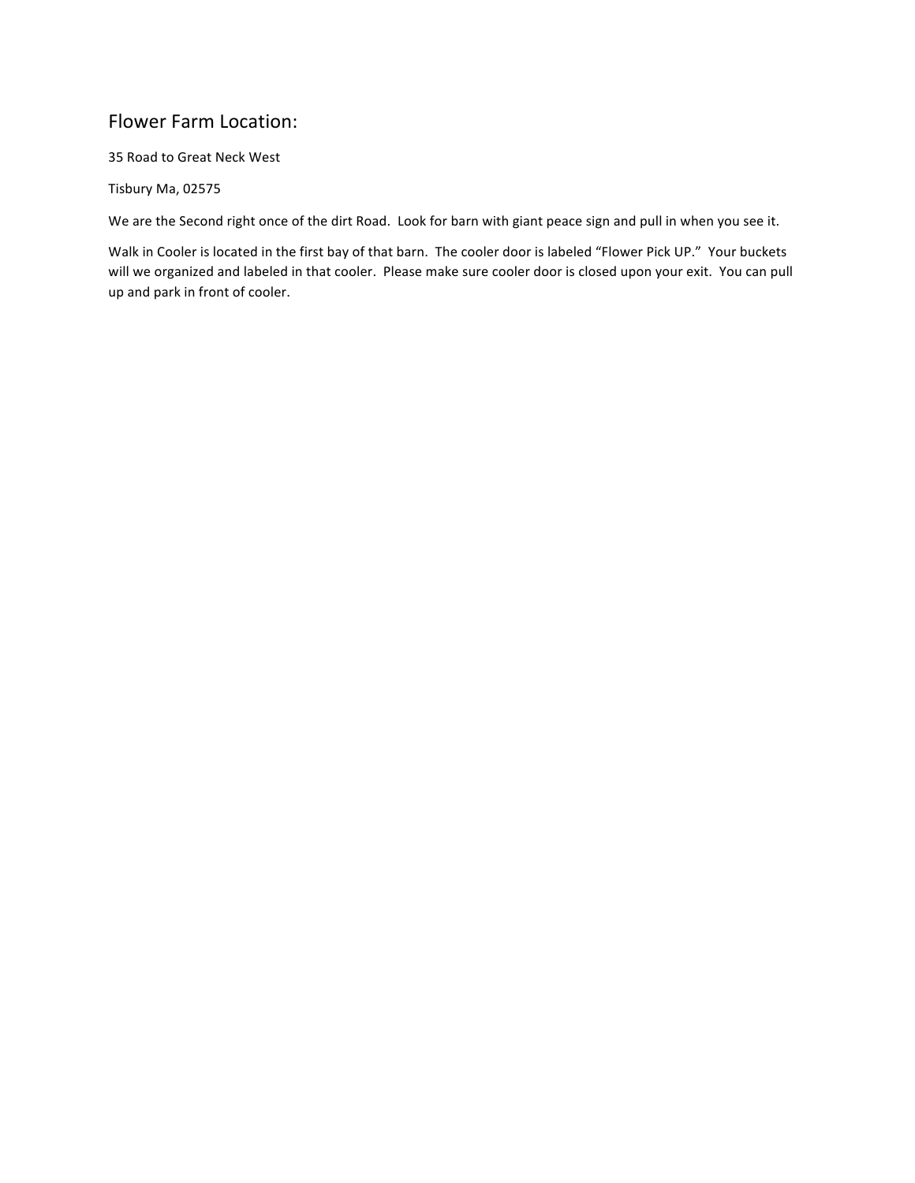## Flower Farm Location:

35 Road to Great Neck West

Tisbury Ma, 02575

We are the Second right once of the dirt Road. Look for barn with giant peace sign and pull in when you see it.

Walk in Cooler is located in the first bay of that barn. The cooler door is labeled "Flower Pick UP." Your buckets will we organized and labeled in that cooler. Please make sure cooler door is closed upon your exit. You can pull up and park in front of cooler.